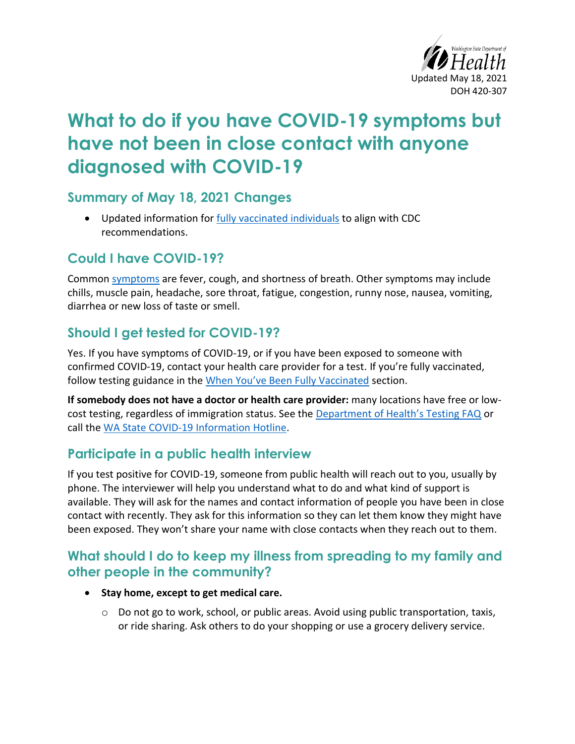Updated May 18, 2021
DOH 420-307

# What to do if you have COVID-19 symptoms but have not been in close contact with anyone diagnosed with COVID-19

## Summary of May 18, 2021 Changes

- Updated information for fully vaccinated individuals to align with CDC recommendations.

## Could I have COVID-19?

Common symptoms are fever, cough, and shortness of breath. Other symptoms may include chills, muscle pain, headache, sore throat, fatigue, congestion, runny nose, nausea, vomiting, diarrhea or new loss of taste or smell.

## Should I get tested for COVID-19?

Yes. If you have symptoms of COVID-19, or if you have been exposed to someone with confirmed COVID-19, contact your health care provider for a test. If you're fully vaccinated, follow testing guidance in the When You've Been Fully Vaccinated section.

**If somebody does not have a doctor or health care provider:** many locations have free or low-cost testing, regardless of immigration status. See the Department of Health's Testing FAQ or call the WA State COVID-19 Information Hotline.

## Participate in a public health interview

If you test positive for COVID-19, someone from public health will reach out to you, usually by phone. The interviewer will help you understand what to do and what kind of support is available. They will ask for the names and contact information of people you have been in close contact with recently. They ask for this information so they can let them know they might have been exposed. They won't share your name with close contacts when they reach out to them.

## What should I do to keep my illness from spreading to my family and other people in the community?

- **Stay home, except to get medical care.**
  - Do not go to work, school, or public areas. Avoid using public transportation, taxis, or ride sharing. Ask others to do your shopping or use a grocery delivery service.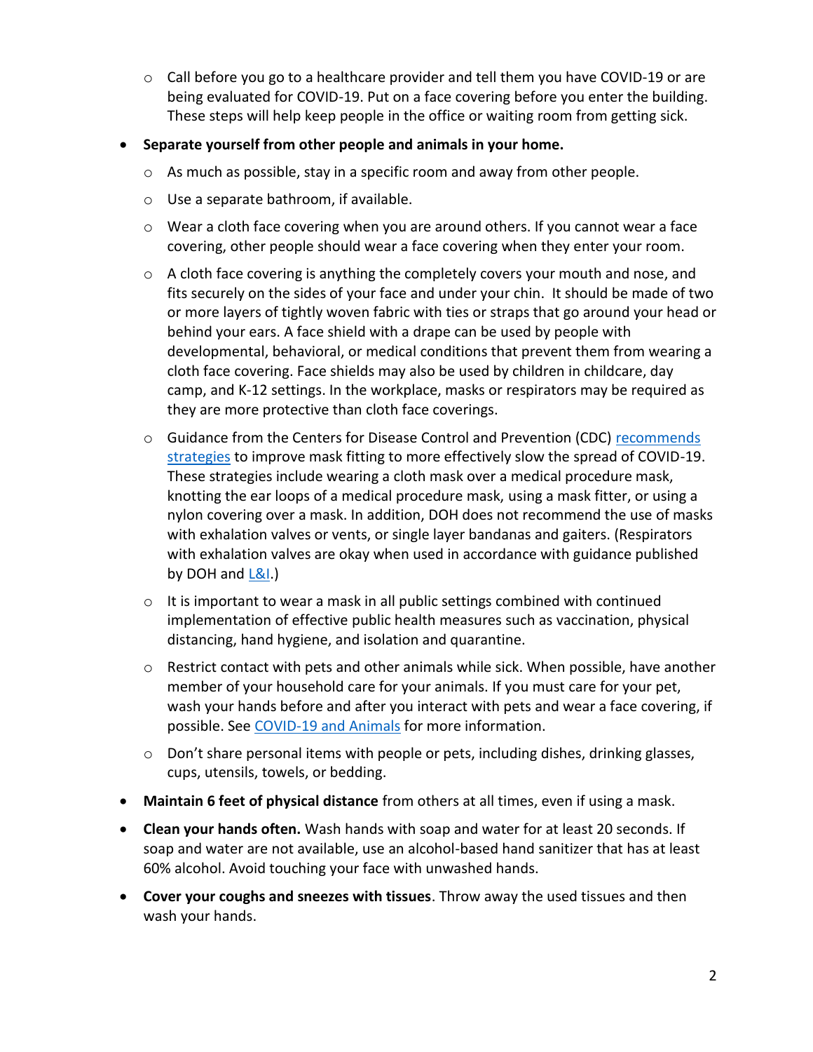- Call before you go to a healthcare provider and tell them you have COVID-19 or are being evaluated for COVID-19. Put on a face covering before you enter the building. These steps will help keep people in the office or waiting room from getting sick.
- **Separate yourself from other people and animals in your home.**
  - As much as possible, stay in a specific room and away from other people.
  - Use a separate bathroom, if available.
  - Wear a cloth face covering when you are around others. If you cannot wear a face covering, other people should wear a face covering when they enter your room.
  - A cloth face covering is anything the completely covers your mouth and nose, and fits securely on the sides of your face and under your chin. It should be made of two or more layers of tightly woven fabric with ties or straps that go around your head or behind your ears. A face shield with a drape can be used by people with developmental, behavioral, or medical conditions that prevent them from wearing a cloth face covering. Face shields may also be used by children in childcare, day camp, and K-12 settings. In the workplace, masks or respirators may be required as they are more protective than cloth face coverings.
  - Guidance from the Centers for Disease Control and Prevention (CDC) recommends strategies to improve mask fitting to more effectively slow the spread of COVID-19. These strategies include wearing a cloth mask over a medical procedure mask, knotting the ear loops of a medical procedure mask, using a mask fitter, or using a nylon covering over a mask. In addition, DOH does not recommend the use of masks with exhalation valves or vents, or single layer bandanas and gaiters. (Respirators with exhalation valves are okay when used in accordance with guidance published by DOH and L&I.)
  - It is important to wear a mask in all public settings combined with continued implementation of effective public health measures such as vaccination, physical distancing, hand hygiene, and isolation and quarantine.
  - Restrict contact with pets and other animals while sick. When possible, have another member of your household care for your animals. If you must care for your pet, wash your hands before and after you interact with pets and wear a face covering, if possible. See COVID-19 and Animals for more information.
  - Don't share personal items with people or pets, including dishes, drinking glasses, cups, utensils, towels, or bedding.
- **Maintain 6 feet of physical distance** from others at all times, even if using a mask.
- **Clean your hands often.** Wash hands with soap and water for at least 20 seconds. If soap and water are not available, use an alcohol-based hand sanitizer that has at least 60% alcohol. Avoid touching your face with unwashed hands.
- **Cover your coughs and sneezes with tissues**. Throw away the used tissues and then wash your hands.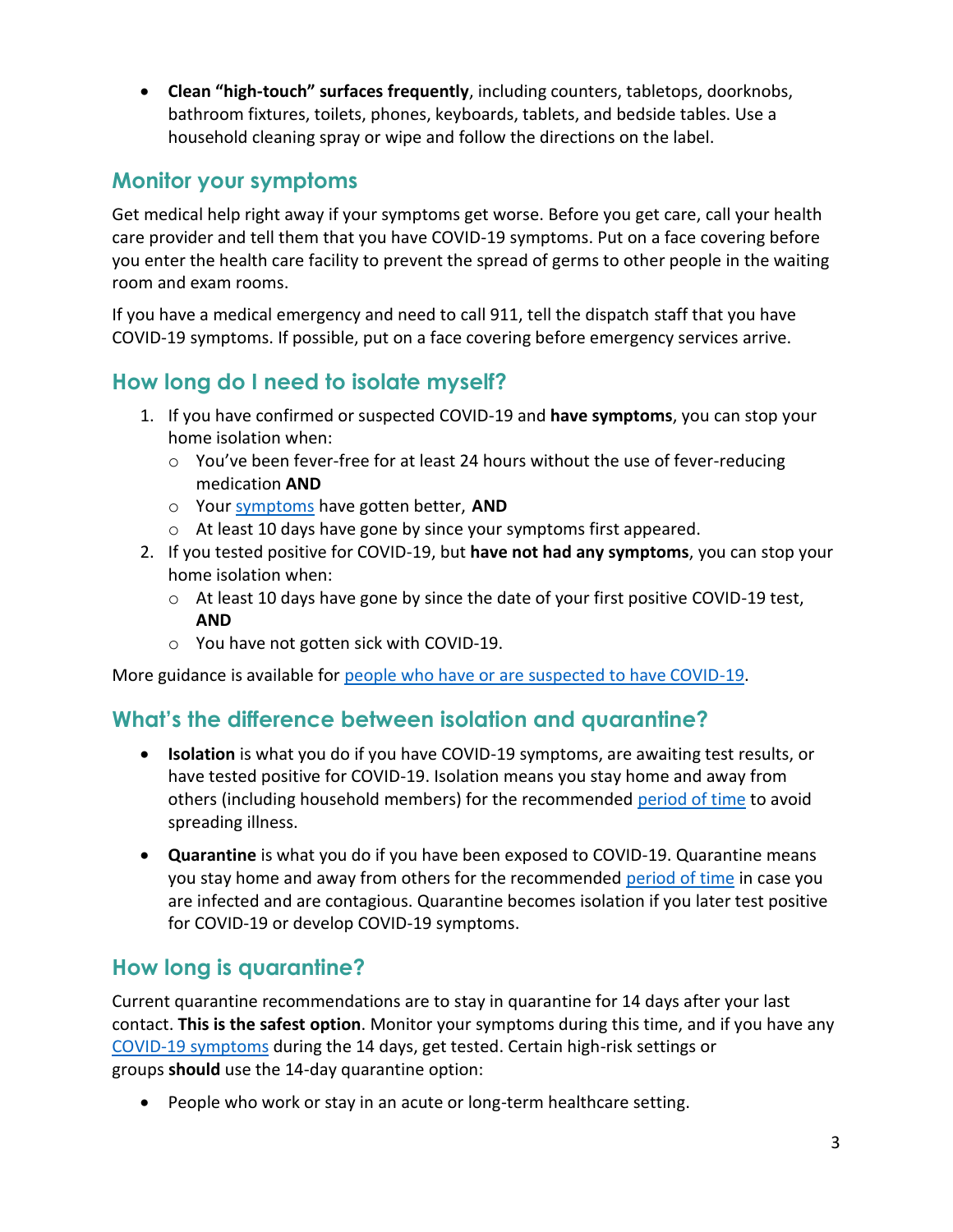- **Clean "high-touch" surfaces frequently**, including counters, tabletops, doorknobs, bathroom fixtures, toilets, phones, keyboards, tablets, and bedside tables. Use a household cleaning spray or wipe and follow the directions on the label.

## Monitor your symptoms

Get medical help right away if your symptoms get worse. Before you get care, call your health care provider and tell them that you have COVID-19 symptoms. Put on a face covering before you enter the health care facility to prevent the spread of germs to other people in the waiting room and exam rooms.

If you have a medical emergency and need to call 911, tell the dispatch staff that you have COVID-19 symptoms. If possible, put on a face covering before emergency services arrive.

## How long do I need to isolate myself?

1. If you have confirmed or suspected COVID-19 and **have symptoms**, you can stop your home isolation when:
   - You've been fever-free for at least 24 hours without the use of fever-reducing medication **AND**
   - Your symptoms have gotten better, **AND**
   - At least 10 days have gone by since your symptoms first appeared.
2. If you tested positive for COVID-19, but **have not had any symptoms**, you can stop your home isolation when:
   - At least 10 days have gone by since the date of your first positive COVID-19 test, **AND**
   - You have not gotten sick with COVID-19.

More guidance is available for people who have or are suspected to have COVID-19.

## What's the difference between isolation and quarantine?

- **Isolation** is what you do if you have COVID-19 symptoms, are awaiting test results, or have tested positive for COVID-19. Isolation means you stay home and away from others (including household members) for the recommended period of time to avoid spreading illness.
- **Quarantine** is what you do if you have been exposed to COVID-19. Quarantine means you stay home and away from others for the recommended period of time in case you are infected and are contagious. Quarantine becomes isolation if you later test positive for COVID-19 or develop COVID-19 symptoms.

## How long is quarantine?

Current quarantine recommendations are to stay in quarantine for 14 days after your last contact. **This is the safest option**. Monitor your symptoms during this time, and if you have any COVID-19 symptoms during the 14 days, get tested. Certain high-risk settings or groups **should** use the 14-day quarantine option:

- People who work or stay in an acute or long-term healthcare setting.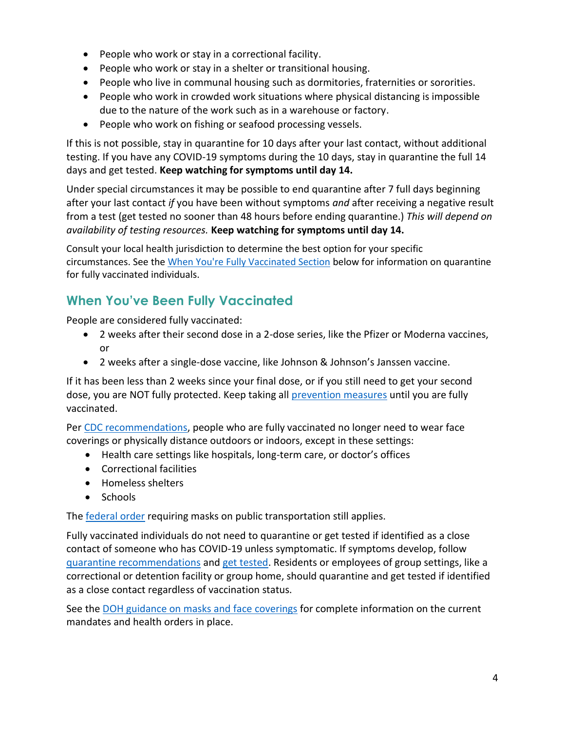- People who work or stay in a correctional facility.
- People who work or stay in a shelter or transitional housing.
- People who live in communal housing such as dormitories, fraternities or sororities.
- People who work in crowded work situations where physical distancing is impossible due to the nature of the work such as in a warehouse or factory.
- People who work on fishing or seafood processing vessels.

If this is not possible, stay in quarantine for 10 days after your last contact, without additional testing. If you have any COVID-19 symptoms during the 10 days, stay in quarantine the full 14 days and get tested. **Keep watching for symptoms until day 14.**

Under special circumstances it may be possible to end quarantine after 7 full days beginning after your last contact *if* you have been without symptoms *and* after receiving a negative result from a test (get tested no sooner than 48 hours before ending quarantine.) *This will depend on availability of testing resources.* **Keep watching for symptoms until day 14.**

Consult your local health jurisdiction to determine the best option for your specific circumstances. See the When You're Fully Vaccinated Section below for information on quarantine for fully vaccinated individuals.

## When You've Been Fully Vaccinated

People are considered fully vaccinated:

- 2 weeks after their second dose in a 2-dose series, like the Pfizer or Moderna vaccines, or
- 2 weeks after a single-dose vaccine, like Johnson & Johnson's Janssen vaccine.

If it has been less than 2 weeks since your final dose, or if you still need to get your second dose, you are NOT fully protected. Keep taking all prevention measures until you are fully vaccinated.

Per CDC recommendations, people who are fully vaccinated no longer need to wear face coverings or physically distance outdoors or indoors, except in these settings:

- Health care settings like hospitals, long-term care, or doctor's offices
- Correctional facilities
- Homeless shelters
- Schools

The federal order requiring masks on public transportation still applies.

Fully vaccinated individuals do not need to quarantine or get tested if identified as a close contact of someone who has COVID-19 unless symptomatic. If symptoms develop, follow quarantine recommendations and get tested. Residents or employees of group settings, like a correctional or detention facility or group home, should quarantine and get tested if identified as a close contact regardless of vaccination status.

See the DOH guidance on masks and face coverings for complete information on the current mandates and health orders in place.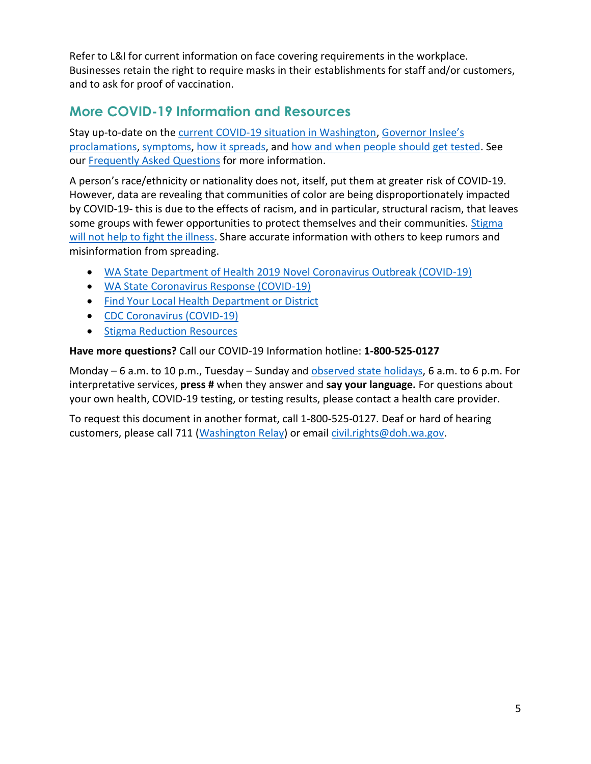Refer to L&I for current information on face covering requirements in the workplace. Businesses retain the right to require masks in their establishments for staff and/or customers, and to ask for proof of vaccination.

## More COVID-19 Information and Resources

Stay up-to-date on the current COVID-19 situation in Washington, Governor Inslee's proclamations, symptoms, how it spreads, and how and when people should get tested. See our Frequently Asked Questions for more information.

A person's race/ethnicity or nationality does not, itself, put them at greater risk of COVID-19. However, data are revealing that communities of color are being disproportionately impacted by COVID-19- this is due to the effects of racism, and in particular, structural racism, that leaves some groups with fewer opportunities to protect themselves and their communities. Stigma will not help to fight the illness. Share accurate information with others to keep rumors and misinformation from spreading.

- WA State Department of Health 2019 Novel Coronavirus Outbreak (COVID-19)
- WA State Coronavirus Response (COVID-19)
- Find Your Local Health Department or District
- CDC Coronavirus (COVID-19)
- Stigma Reduction Resources

**Have more questions?** Call our COVID-19 Information hotline: **1-800-525-0127**

Monday – 6 a.m. to 10 p.m., Tuesday – Sunday and observed state holidays, 6 a.m. to 6 p.m. For interpretative services, **press #** when they answer and **say your language.** For questions about your own health, COVID-19 testing, or testing results, please contact a health care provider.

To request this document in another format, call 1-800-525-0127. Deaf or hard of hearing customers, please call 711 (Washington Relay) or email civil.rights@doh.wa.gov.